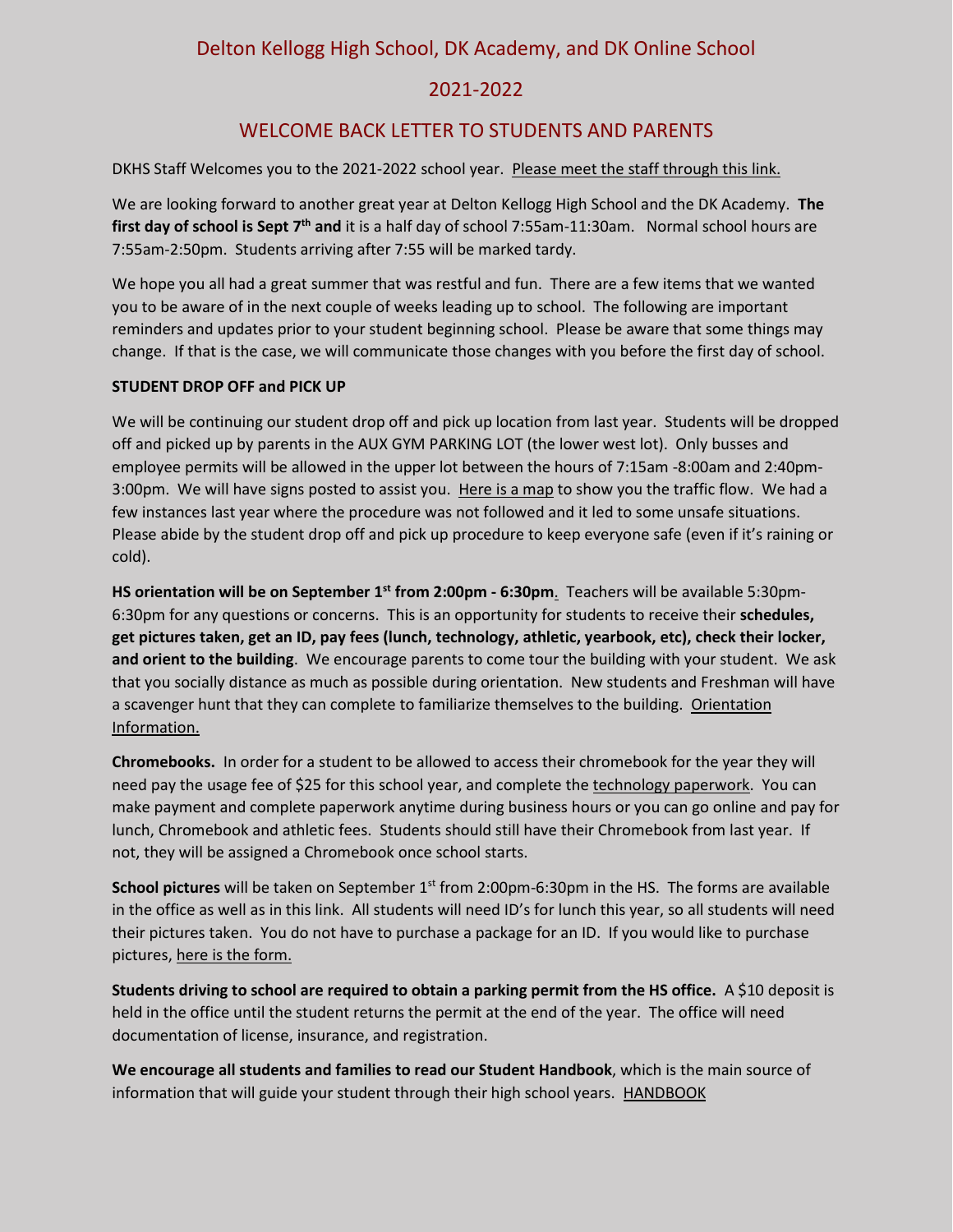# Delton Kellogg High School, DK Academy, and DK Online School

## 2021-2022

## WELCOME BACK LETTER TO STUDENTS AND PARENTS

DKHS Staff Welcomes you to the 2021-2022 school year. Please meet the staff through this link.

We are looking forward to another great year at Delton Kellogg High School and the DK Academy. **The first day of school is Sept 7th and** it is a half day of school 7:55am-11:30am. Normal school hours are 7:55am-2:50pm. Students arriving after 7:55 will be marked tardy.

We hope you all had a great summer that was restful and fun. There are a few items that we wanted you to be aware of in the next couple of weeks leading up to school. The following are important reminders and updates prior to your student beginning school. Please be aware that some things may change. If that is the case, we will communicate those changes with you before the first day of school.

**STUDENT DROP OFF and PICK UP**

We will be continuing our student drop off and pick up location from last year. Students will be dropped off and picked up by parents in the AUX GYM PARKING LOT (the lower west lot). Only busses and employee permits will be allowed in the upper lot between the hours of 7:15am -8:00am and 2:40pm-3:00pm. We will have signs posted to assist you. Here is a map to show you the traffic flow. We had a few instances last year where the procedure was not followed and it led to some unsafe situations. Please abide by the student drop off and pick up procedure to keep everyone safe (even if it's raining or cold).

**HS orientation will be on September 1st from 2:00pm - 6:30pm**. Teachers will be available 5:30pm-6:30pm for any questions or concerns. This is an opportunity for students to receive their **schedules, get pictures taken, get an ID, pay fees (lunch, technology, athletic, yearbook, etc), check their locker, and orient to the building**. We encourage parents to come tour the building with your student. We ask that you socially distance as much as possible during orientation. New students and Freshman will have a scavenger hunt that they can complete to familiarize themselves to the building. Orientation Information.

**Chromebooks.** In order for a student to be allowed to access their chromebook for the year they will need pay the usage fee of $25 for this school year, and complete the technology paperwork. You can make payment and complete paperwork anytime during business hours or you can go online and pay for lunch, Chromebook and athletic fees. Students should still have their Chromebook from last year. If not, they will be assigned a Chromebook once school starts.

**School pictures** will be taken on September 1st from 2:00pm-6:30pm in the HS. The forms are available in the office as well as in this link. All students will need ID's for lunch this year, so all students will need their pictures taken. You do not have to purchase a package for an ID. If you would like to purchase pictures, here is the form.

**Students driving to school are required to obtain a parking permit from the HS office.** A $10 deposit is held in the office until the student returns the permit at the end of the year. The office will need documentation of license, insurance, and registration.

**We encourage all students and families to read our Student Handbook**, which is the main source of information that will guide your student through their high school years. HANDBOOK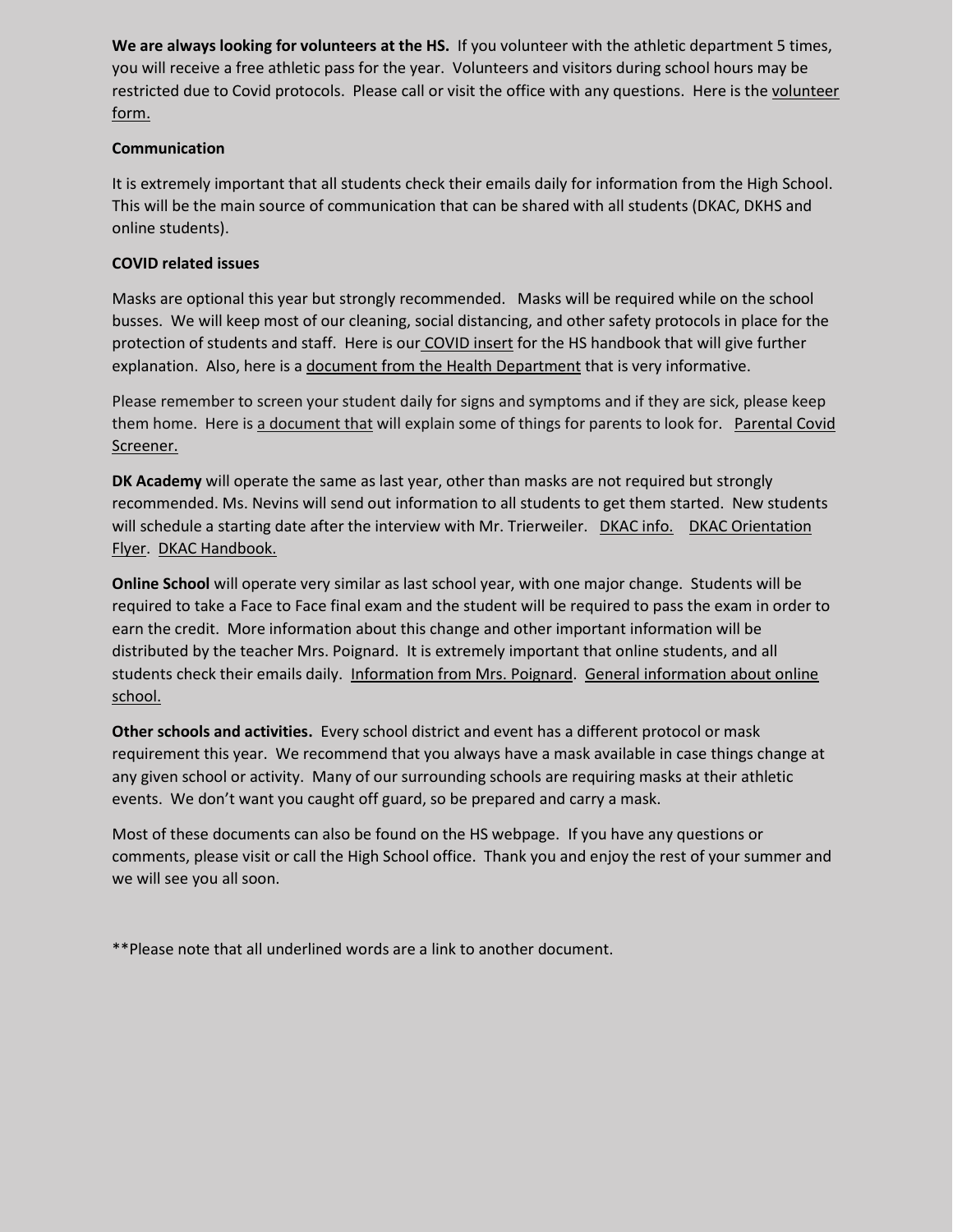**We are always looking for volunteers at the HS.** If you volunteer with the athletic department 5 times, you will receive a free athletic pass for the year. Volunteers and visitors during school hours may be restricted due to Covid protocols. Please call or visit the office with any questions. Here is the volunteer form.

**Communication**

It is extremely important that all students check their emails daily for information from the High School. This will be the main source of communication that can be shared with all students (DKAC, DKHS and online students).

**COVID related issues**

Masks are optional this year but strongly recommended. Masks will be required while on the school busses. We will keep most of our cleaning, social distancing, and other safety protocols in place for the protection of students and staff. Here is our COVID insert for the HS handbook that will give further explanation. Also, here is a document from the Health Department that is very informative.

Please remember to screen your student daily for signs and symptoms and if they are sick, please keep them home. Here is a document that will explain some of things for parents to look for. Parental Covid Screener.

**DK Academy** will operate the same as last year, other than masks are not required but strongly recommended. Ms. Nevins will send out information to all students to get them started. New students will schedule a starting date after the interview with Mr. Trierweiler. DKAC info. DKAC Orientation Flyer. DKAC Handbook.

**Online School** will operate very similar as last school year, with one major change. Students will be required to take a Face to Face final exam and the student will be required to pass the exam in order to earn the credit. More information about this change and other important information will be distributed by the teacher Mrs. Poignard. It is extremely important that online students, and all students check their emails daily. Information from Mrs. Poignard. General information about online school.

**Other schools and activities.** Every school district and event has a different protocol or mask requirement this year. We recommend that you always have a mask available in case things change at any given school or activity. Many of our surrounding schools are requiring masks at their athletic events. We don't want you caught off guard, so be prepared and carry a mask.

Most of these documents can also be found on the HS webpage. If you have any questions or comments, please visit or call the High School office. Thank you and enjoy the rest of your summer and we will see you all soon.

**Please note that all underlined words are a link to another document.